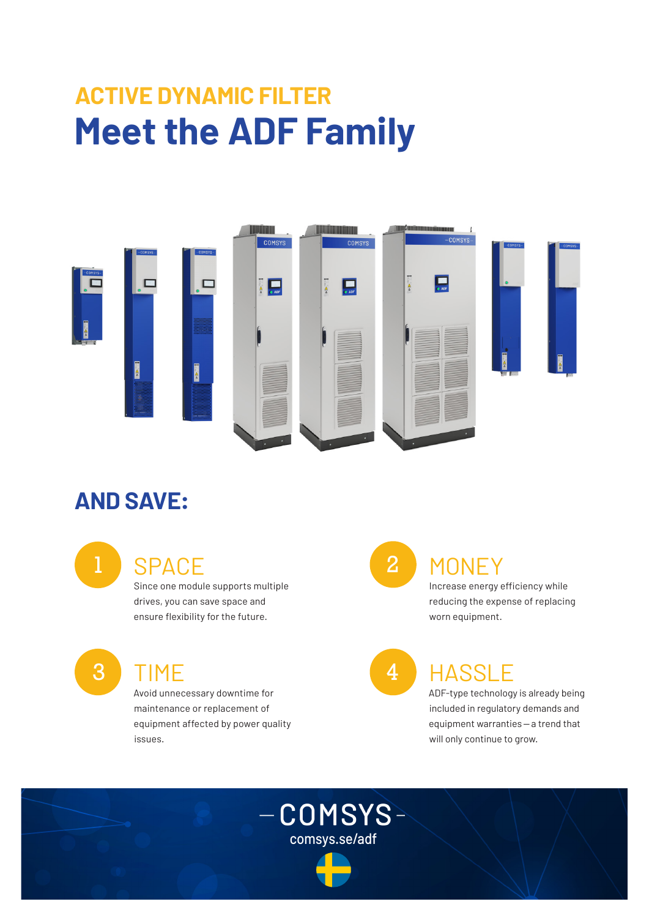ACTIVE DYNAMIC FILTER

# Meet the ADF Family

## AND SAVE:

### 1 SPACE

Since one module supports multiple drives, you can save space and ensure flexibility for the future.

### 2 MONEY

Increase energy efficiency while reducing the expense of replacing worn equipment.

### 3 TIME

Avoid unnecessary downtime for maintenance or replacement of equipment affected by power quality issues.

### 4 HASSLE

ADF-type technology is already being included in regulatory demands and equipment warranties — a trend that will only continue to grow.

COMSYS

comsys.se/adf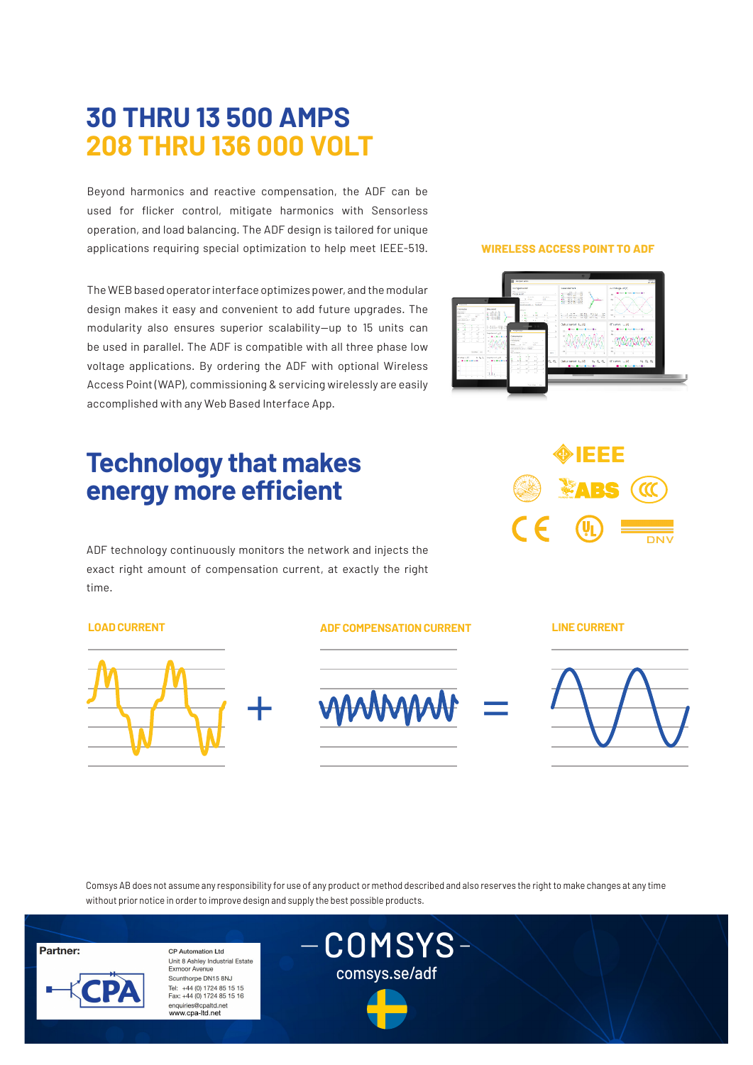# 30 THRU 13 500 AMPS
# 208 THRU 136 000 VOLT

Beyond harmonics and reactive compensation, the ADF can be used for flicker control, mitigate harmonics with Sensorless operation, and load balancing. The ADF design is tailored for unique applications requiring special optimization to help meet IEEE-519.

The WEB based operator interface optimizes power, and the modular design makes it easy and convenient to add future upgrades. The modularity also ensures superior scalability—up to 15 units can be used in parallel. The ADF is compatible with all three phase low voltage applications. By ordering the ADF with optional Wireless Access Point (WAP), commissioning & servicing wirelessly are easily accomplished with any Web Based Interface App.

WIRELESS ACCESS POINT TO ADF

IEEE

ABS

DNV

## Technology that makes energy more efficient

ADF technology continuously monitors the network and injects the exact right amount of compensation current, at exactly the right time.

LOAD CURRENT + ADF COMPENSATION CURRENT = LINE CURRENT

Comsys AB does not assume any responsibility for use of any product or method described and also reserves the right to make changes at any time without prior notice in order to improve design and supply the best possible products.

**Partner:**

CPA

CP Automation Ltd
Unit 8 Ashley Industrial Estate
Exmoor Avenue
Scunthorpe DN15 8NJ
Tel: +44 (0) 1724 85 15 15
Fax: +44 (0) 1724 85 15 16
enquiries@cpaltd.net
www.cpa-ltd.net

COMSYS
comsys.se/adf